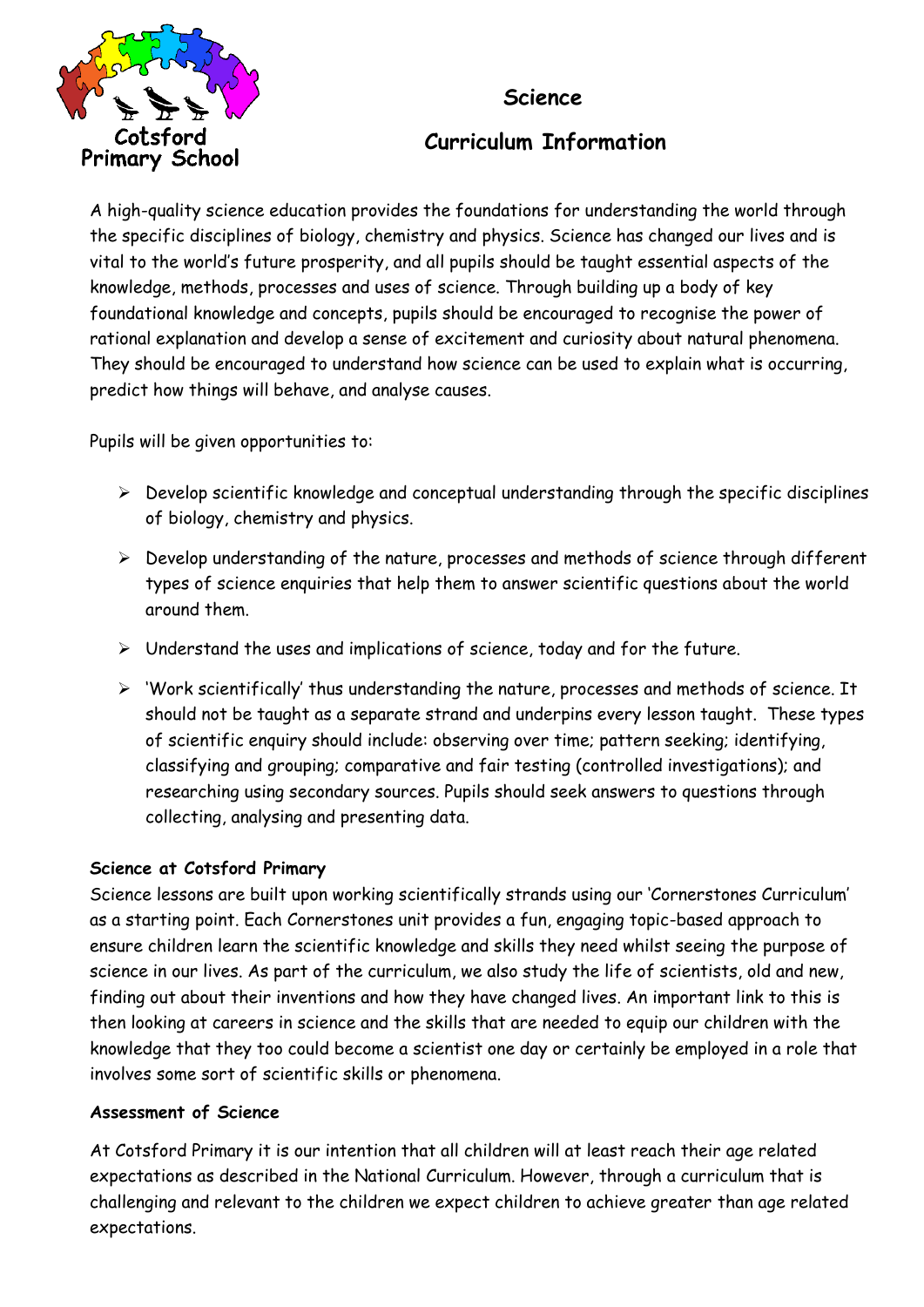Cotsford Primary School

# Science

# Curriculum Information

A high-quality science education provides the foundations for understanding the world through the specific disciplines of biology, chemistry and physics. Science has changed our lives and is vital to the world's future prosperity, and all pupils should be taught essential aspects of the knowledge, methods, processes and uses of science. Through building up a body of key foundational knowledge and concepts, pupils should be encouraged to recognise the power of rational explanation and develop a sense of excitement and curiosity about natural phenomena. They should be encouraged to understand how science can be used to explain what is occurring, predict how things will behave, and analyse causes.

Pupils will be given opportunities to:

- Develop scientific knowledge and conceptual understanding through the specific disciplines of biology, chemistry and physics.
- Develop understanding of the nature, processes and methods of science through different types of science enquiries that help them to answer scientific questions about the world around them.
- Understand the uses and implications of science, today and for the future.
- 'Work scientifically' thus understanding the nature, processes and methods of science. It should not be taught as a separate strand and underpins every lesson taught. These types of scientific enquiry should include: observing over time; pattern seeking; identifying, classifying and grouping; comparative and fair testing (controlled investigations); and researching using secondary sources. Pupils should seek answers to questions through collecting, analysing and presenting data.

**Science at Cotsford Primary**

Science lessons are built upon working scientifically strands using our 'Cornerstones Curriculum' as a starting point. Each Cornerstones unit provides a fun, engaging topic-based approach to ensure children learn the scientific knowledge and skills they need whilst seeing the purpose of science in our lives. As part of the curriculum, we also study the life of scientists, old and new, finding out about their inventions and how they have changed lives. An important link to this is then looking at careers in science and the skills that are needed to equip our children with the knowledge that they too could become a scientist one day or certainly be employed in a role that involves some sort of scientific skills or phenomena.

**Assessment of Science**

At Cotsford Primary it is our intention that all children will at least reach their age related expectations as described in the National Curriculum. However, through a curriculum that is challenging and relevant to the children we expect children to achieve greater than age related expectations.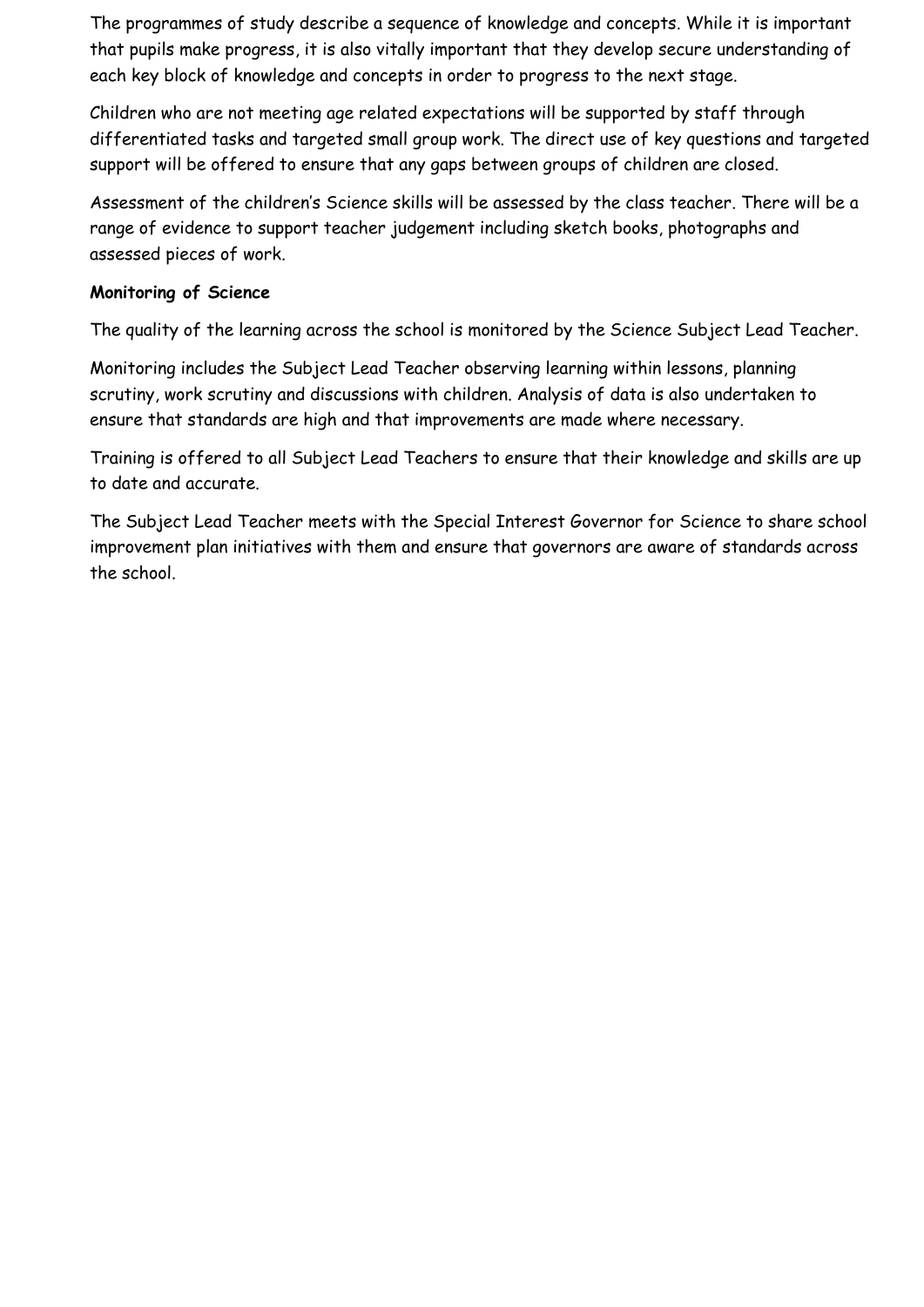The programmes of study describe a sequence of knowledge and concepts. While it is important that pupils make progress, it is also vitally important that they develop secure understanding of each key block of knowledge and concepts in order to progress to the next stage.

Children who are not meeting age related expectations will be supported by staff through differentiated tasks and targeted small group work. The direct use of key questions and targeted support will be offered to ensure that any gaps between groups of children are closed.

Assessment of the children's Science skills will be assessed by the class teacher. There will be a range of evidence to support teacher judgement including sketch books, photographs and assessed pieces of work.

**Monitoring of Science**

The quality of the learning across the school is monitored by the Science Subject Lead Teacher.

Monitoring includes the Subject Lead Teacher observing learning within lessons, planning scrutiny, work scrutiny and discussions with children. Analysis of data is also undertaken to ensure that standards are high and that improvements are made where necessary.

Training is offered to all Subject Lead Teachers to ensure that their knowledge and skills are up to date and accurate.

The Subject Lead Teacher meets with the Special Interest Governor for Science to share school improvement plan initiatives with them and ensure that governors are aware of standards across the school.